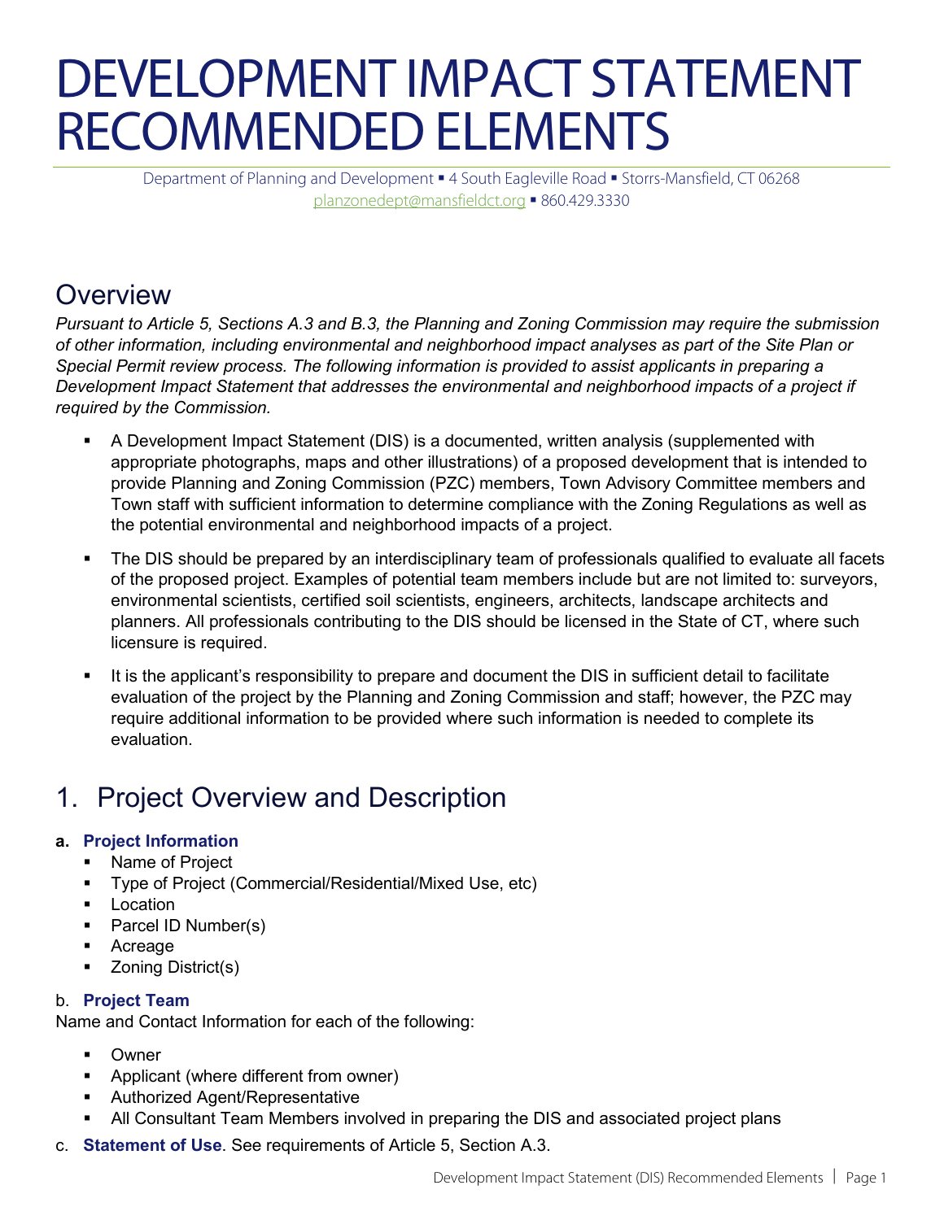# DEVELOPMENT IMPACT STATEMENT RECOMMENDED ELEMENTS

Department of Planning and Development ▪ 4 South Eagleville Road ▪ Storrs-Mansfield, CT 06268
planzonedept@mansfieldct.org ▪ 860.429.3330

## Overview

*Pursuant to Article 5, Sections A.3 and B.3, the Planning and Zoning Commission may require the submission of other information, including environmental and neighborhood impact analyses as part of the Site Plan or Special Permit review process. The following information is provided to assist applicants in preparing a Development Impact Statement that addresses the environmental and neighborhood impacts of a project if required by the Commission.*

- A Development Impact Statement (DIS) is a documented, written analysis (supplemented with appropriate photographs, maps and other illustrations) of a proposed development that is intended to provide Planning and Zoning Commission (PZC) members, Town Advisory Committee members and Town staff with sufficient information to determine compliance with the Zoning Regulations as well as the potential environmental and neighborhood impacts of a project.
- The DIS should be prepared by an interdisciplinary team of professionals qualified to evaluate all facets of the proposed project. Examples of potential team members include but are not limited to: surveyors, environmental scientists, certified soil scientists, engineers, architects, landscape architects and planners. All professionals contributing to the DIS should be licensed in the State of CT, where such licensure is required.
- It is the applicant's responsibility to prepare and document the DIS in sufficient detail to facilitate evaluation of the project by the Planning and Zoning Commission and staff; however, the PZC may require additional information to be provided where such information is needed to complete its evaluation.

## 1. Project Overview and Description

**a. Project Information**

- Name of Project
- Type of Project (Commercial/Residential/Mixed Use, etc)
- Location
- Parcel ID Number(s)
- Acreage
- Zoning District(s)

b. **Project Team**

Name and Contact Information for each of the following:

- Owner
- Applicant (where different from owner)
- Authorized Agent/Representative
- All Consultant Team Members involved in preparing the DIS and associated project plans

c. **Statement of Use**. See requirements of Article 5, Section A.3.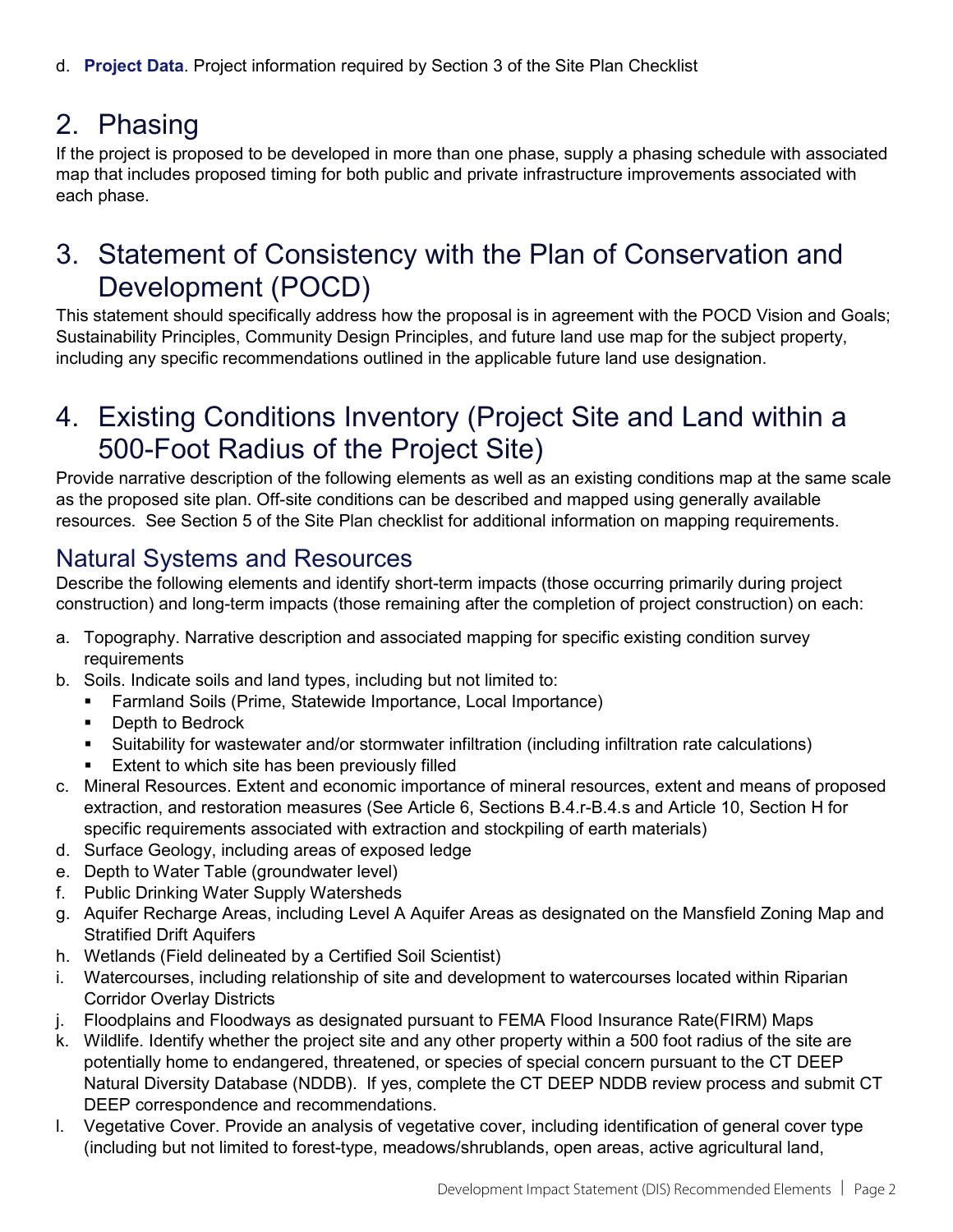d. **Project Data**. Project information required by Section 3 of the Site Plan Checklist

# 2. Phasing

If the project is proposed to be developed in more than one phase, supply a phasing schedule with associated map that includes proposed timing for both public and private infrastructure improvements associated with each phase.

# 3. Statement of Consistency with the Plan of Conservation and Development (POCD)

This statement should specifically address how the proposal is in agreement with the POCD Vision and Goals; Sustainability Principles, Community Design Principles, and future land use map for the subject property, including any specific recommendations outlined in the applicable future land use designation.

# 4. Existing Conditions Inventory (Project Site and Land within a 500-Foot Radius of the Project Site)

Provide narrative description of the following elements as well as an existing conditions map at the same scale as the proposed site plan. Off-site conditions can be described and mapped using generally available resources. See Section 5 of the Site Plan checklist for additional information on mapping requirements.

## Natural Systems and Resources

Describe the following elements and identify short-term impacts (those occurring primarily during project construction) and long-term impacts (those remaining after the completion of project construction) on each:

a. Topography. Narrative description and associated mapping for specific existing condition survey requirements
b. Soils. Indicate soils and land types, including but not limited to:
   - Farmland Soils (Prime, Statewide Importance, Local Importance)
   - Depth to Bedrock
   - Suitability for wastewater and/or stormwater infiltration (including infiltration rate calculations)
   - Extent to which site has been previously filled
c. Mineral Resources. Extent and economic importance of mineral resources, extent and means of proposed extraction, and restoration measures (See Article 6, Sections B.4.r-B.4.s and Article 10, Section H for specific requirements associated with extraction and stockpiling of earth materials)
d. Surface Geology, including areas of exposed ledge
e. Depth to Water Table (groundwater level)
f. Public Drinking Water Supply Watersheds
g. Aquifer Recharge Areas, including Level A Aquifer Areas as designated on the Mansfield Zoning Map and Stratified Drift Aquifers
h. Wetlands (Field delineated by a Certified Soil Scientist)
i. Watercourses, including relationship of site and development to watercourses located within Riparian Corridor Overlay Districts
j. Floodplains and Floodways as designated pursuant to FEMA Flood Insurance Rate(FIRM) Maps
k. Wildlife. Identify whether the project site and any other property within a 500 foot radius of the site are potentially home to endangered, threatened, or species of special concern pursuant to the CT DEEP Natural Diversity Database (NDDB). If yes, complete the CT DEEP NDDB review process and submit CT DEEP correspondence and recommendations.
l. Vegetative Cover. Provide an analysis of vegetative cover, including identification of general cover type (including but not limited to forest-type, meadows/shrublands, open areas, active agricultural land,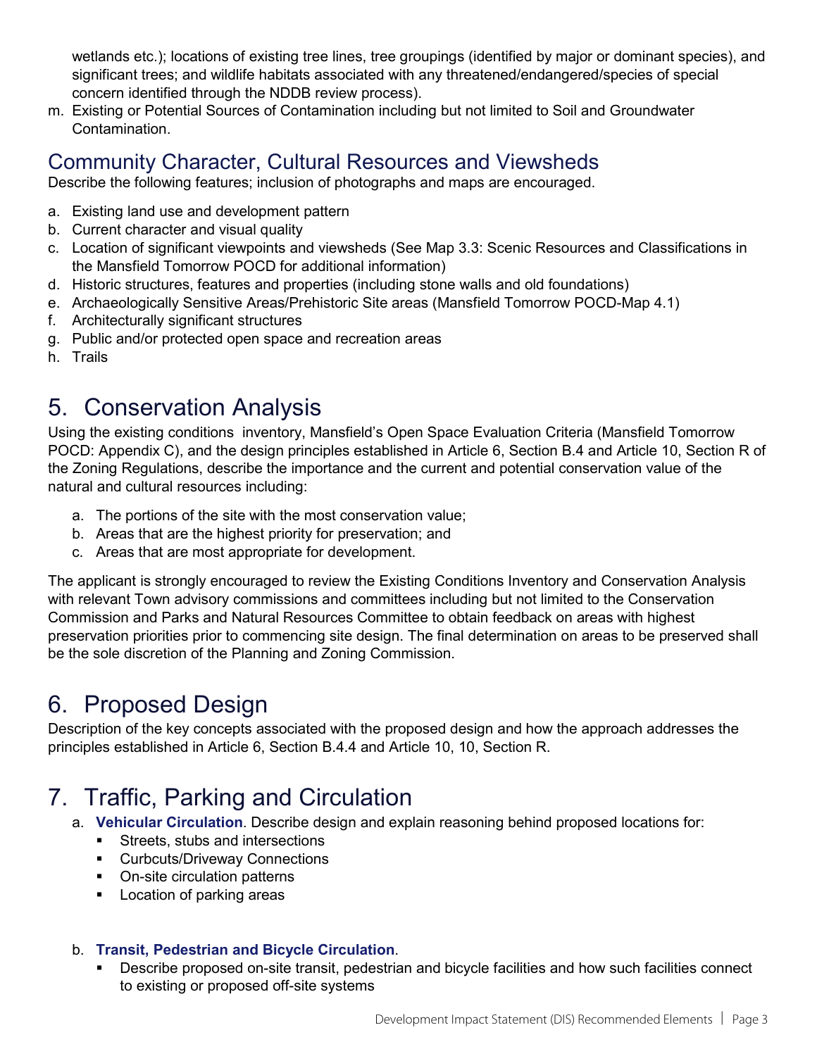wetlands etc.); locations of existing tree lines, tree groupings (identified by major or dominant species), and significant trees; and wildlife habitats associated with any threatened/endangered/species of special concern identified through the NDDB review process).

m. Existing or Potential Sources of Contamination including but not limited to Soil and Groundwater Contamination.

## Community Character, Cultural Resources and Viewsheds

Describe the following features; inclusion of photographs and maps are encouraged.

a. Existing land use and development pattern
b. Current character and visual quality
c. Location of significant viewpoints and viewsheds (See Map 3.3: Scenic Resources and Classifications in the Mansfield Tomorrow POCD for additional information)
d. Historic structures, features and properties (including stone walls and old foundations)
e. Archaeologically Sensitive Areas/Prehistoric Site areas (Mansfield Tomorrow POCD-Map 4.1)
f. Architecturally significant structures
g. Public and/or protected open space and recreation areas
h. Trails

# 5. Conservation Analysis

Using the existing conditions inventory, Mansfield's Open Space Evaluation Criteria (Mansfield Tomorrow POCD: Appendix C), and the design principles established in Article 6, Section B.4 and Article 10, Section R of the Zoning Regulations, describe the importance and the current and potential conservation value of the natural and cultural resources including:

a. The portions of the site with the most conservation value;
b. Areas that are the highest priority for preservation; and
c. Areas that are most appropriate for development.

The applicant is strongly encouraged to review the Existing Conditions Inventory and Conservation Analysis with relevant Town advisory commissions and committees including but not limited to the Conservation Commission and Parks and Natural Resources Committee to obtain feedback on areas with highest preservation priorities prior to commencing site design. The final determination on areas to be preserved shall be the sole discretion of the Planning and Zoning Commission.

# 6. Proposed Design

Description of the key concepts associated with the proposed design and how the approach addresses the principles established in Article 6, Section B.4.4 and Article 10, 10, Section R.

# 7. Traffic, Parking and Circulation

a. **Vehicular Circulation**. Describe design and explain reasoning behind proposed locations for:
   - Streets, stubs and intersections
   - Curbcuts/Driveway Connections
   - On-site circulation patterns
   - Location of parking areas

b. **Transit, Pedestrian and Bicycle Circulation**.
   - Describe proposed on-site transit, pedestrian and bicycle facilities and how such facilities connect to existing or proposed off-site systems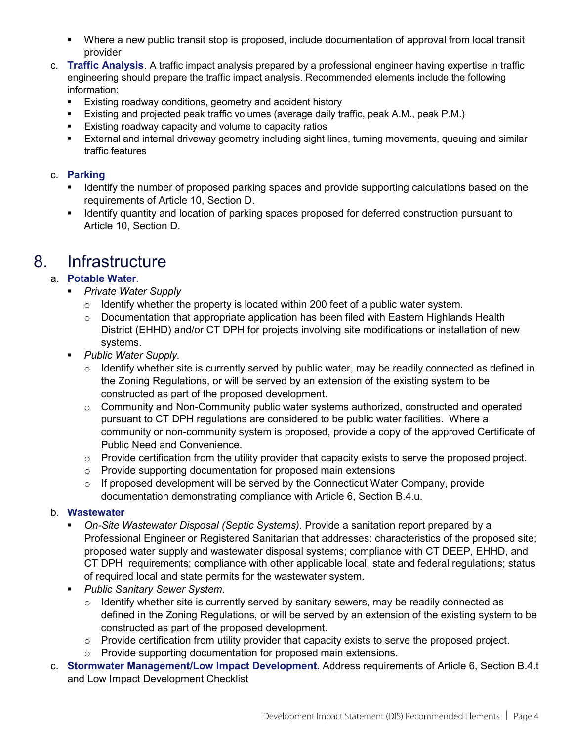- Where a new public transit stop is proposed, include documentation of approval from local transit provider

c. **Traffic Analysis**. A traffic impact analysis prepared by a professional engineer having expertise in traffic engineering should prepare the traffic impact analysis. Recommended elements include the following information:
   - Existing roadway conditions, geometry and accident history
   - Existing and projected peak traffic volumes (average daily traffic, peak A.M., peak P.M.)
   - Existing roadway capacity and volume to capacity ratios
   - External and internal driveway geometry including sight lines, turning movements, queuing and similar traffic features

c. **Parking**
   - Identify the number of proposed parking spaces and provide supporting calculations based on the requirements of Article 10, Section D.
   - Identify quantity and location of parking spaces proposed for deferred construction pursuant to Article 10, Section D.

# 8. Infrastructure

a. **Potable Water**.
   - *Private Water Supply*
     - Identify whether the property is located within 200 feet of a public water system.
     - Documentation that appropriate application has been filed with Eastern Highlands Health District (EHHD) and/or CT DPH for projects involving site modifications or installation of new systems.
   - *Public Water Supply*.
     - Identify whether site is currently served by public water, may be readily connected as defined in the Zoning Regulations, or will be served by an extension of the existing system to be constructed as part of the proposed development.
     - Community and Non-Community public water systems authorized, constructed and operated pursuant to CT DPH regulations are considered to be public water facilities. Where a community or non-community system is proposed, provide a copy of the approved Certificate of Public Need and Convenience.
     - Provide certification from the utility provider that capacity exists to serve the proposed project.
     - Provide supporting documentation for proposed main extensions
     - If proposed development will be served by the Connecticut Water Company, provide documentation demonstrating compliance with Article 6, Section B.4.u.

b. **Wastewater**
   - *On-Site Wastewater Disposal (Septic Systems).* Provide a sanitation report prepared by a Professional Engineer or Registered Sanitarian that addresses: characteristics of the proposed site; proposed water supply and wastewater disposal systems; compliance with CT DEEP, EHHD, and CT DPH requirements; compliance with other applicable local, state and federal regulations; status of required local and state permits for the wastewater system.
   - *Public Sanitary Sewer System*.
     - Identify whether site is currently served by sanitary sewers, may be readily connected as defined in the Zoning Regulations, or will be served by an extension of the existing system to be constructed as part of the proposed development.
     - Provide certification from utility provider that capacity exists to serve the proposed project.
     - Provide supporting documentation for proposed main extensions.

c. **Stormwater Management/Low Impact Development.** Address requirements of Article 6, Section B.4.t and Low Impact Development Checklist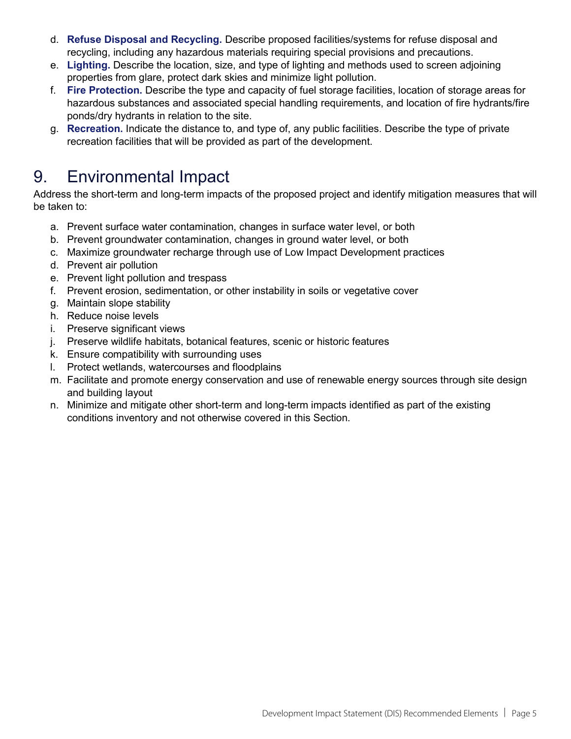d. **Refuse Disposal and Recycling.** Describe proposed facilities/systems for refuse disposal and recycling, including any hazardous materials requiring special provisions and precautions.
e. **Lighting.** Describe the location, size, and type of lighting and methods used to screen adjoining properties from glare, protect dark skies and minimize light pollution.
f. **Fire Protection.** Describe the type and capacity of fuel storage facilities, location of storage areas for hazardous substances and associated special handling requirements, and location of fire hydrants/fire ponds/dry hydrants in relation to the site.
g. **Recreation.** Indicate the distance to, and type of, any public facilities. Describe the type of private recreation facilities that will be provided as part of the development.

# 9. Environmental Impact

Address the short-term and long-term impacts of the proposed project and identify mitigation measures that will be taken to:

a. Prevent surface water contamination, changes in surface water level, or both
b. Prevent groundwater contamination, changes in ground water level, or both
c. Maximize groundwater recharge through use of Low Impact Development practices
d. Prevent air pollution
e. Prevent light pollution and trespass
f. Prevent erosion, sedimentation, or other instability in soils or vegetative cover
g. Maintain slope stability
h. Reduce noise levels
i. Preserve significant views
j. Preserve wildlife habitats, botanical features, scenic or historic features
k. Ensure compatibility with surrounding uses
l. Protect wetlands, watercourses and floodplains
m. Facilitate and promote energy conservation and use of renewable energy sources through site design and building layout
n. Minimize and mitigate other short-term and long-term impacts identified as part of the existing conditions inventory and not otherwise covered in this Section.